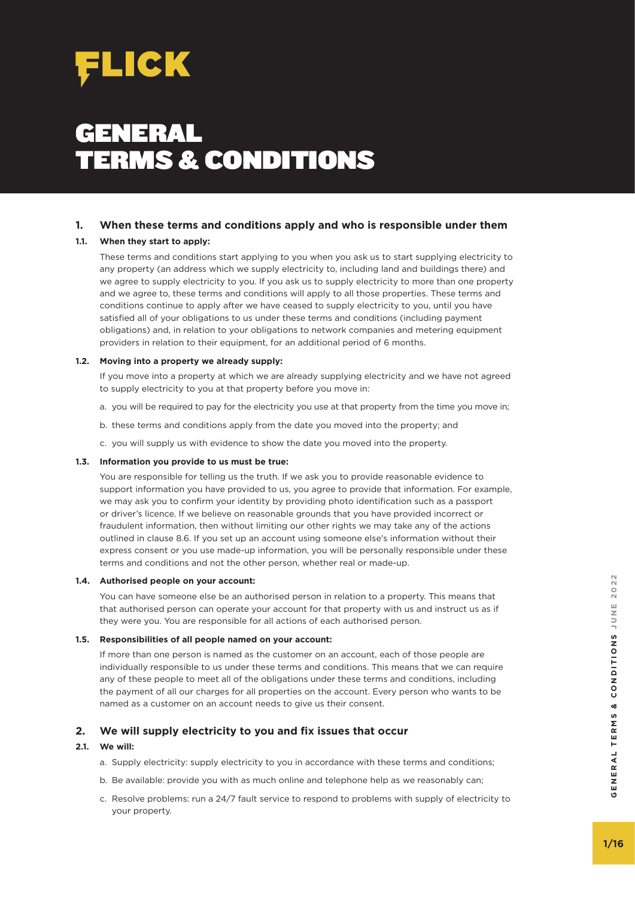FLICK

# GENERAL TERMS & CONDITIONS

## 1. When these terms and conditions apply and who is responsible under them

### 1.1. When they start to apply:

These terms and conditions start applying to you when you ask us to start supplying electricity to any property (an address which we supply electricity to, including land and buildings there) and we agree to supply electricity to you. If you ask us to supply electricity to more than one property and we agree to, these terms and conditions will apply to all those properties. These terms and conditions continue to apply after we have ceased to supply electricity to you, until you have satisfied all of your obligations to us under these terms and conditions (including payment obligations) and, in relation to your obligations to network companies and metering equipment providers in relation to their equipment, for an additional period of 6 months.

### 1.2. Moving into a property we already supply:

If you move into a property at which we are already supplying electricity and we have not agreed to supply electricity to you at that property before you move in:

a. you will be required to pay for the electricity you use at that property from the time you move in;

b. these terms and conditions apply from the date you moved into the property; and

c. you will supply us with evidence to show the date you moved into the property.

### 1.3. Information you provide to us must be true:

You are responsible for telling us the truth. If we ask you to provide reasonable evidence to support information you have provided to us, you agree to provide that information. For example, we may ask you to confirm your identity by providing photo identification such as a passport or driver's licence. If we believe on reasonable grounds that you have provided incorrect or fraudulent information, then without limiting our other rights we may take any of the actions outlined in clause 8.6. If you set up an account using someone else's information without their express consent or you use made-up information, you will be personally responsible under these terms and conditions and not the other person, whether real or made-up.

### 1.4. Authorised people on your account:

You can have someone else be an authorised person in relation to a property. This means that that authorised person can operate your account for that property with us and instruct us as if they were you. You are responsible for all actions of each authorised person.

### 1.5. Responsibilities of all people named on your account:

If more than one person is named as the customer on an account, each of those people are individually responsible to us under these terms and conditions. This means that we can require any of these people to meet all of the obligations under these terms and conditions, including the payment of all our charges for all properties on the account. Every person who wants to be named as a customer on an account needs to give us their consent.

## 2. We will supply electricity to you and fix issues that occur

### 2.1. We will:

a. Supply electricity: supply electricity to you in accordance with these terms and conditions;

b. Be available: provide you with as much online and telephone help as we reasonably can;

c. Resolve problems: run a 24/7 fault service to respond to problems with supply of electricity to your property.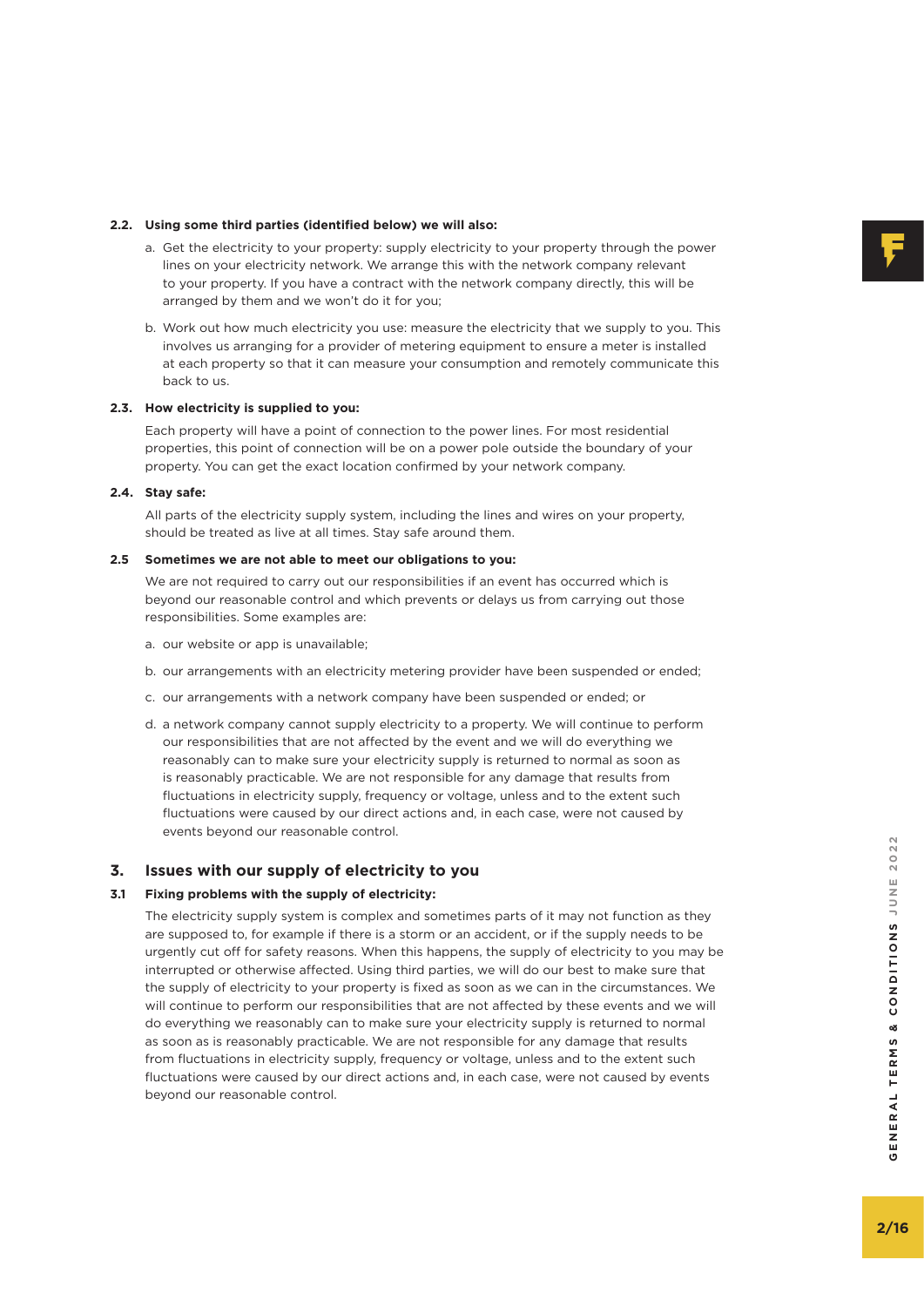**2.2. Using some third parties (identified below) we will also:**

a. Get the electricity to your property: supply electricity to your property through the power lines on your electricity network. We arrange this with the network company relevant to your property. If you have a contract with the network company directly, this will be arranged by them and we won't do it for you;

b. Work out how much electricity you use: measure the electricity that we supply to you. This involves us arranging for a provider of metering equipment to ensure a meter is installed at each property so that it can measure your consumption and remotely communicate this back to us.

**2.3. How electricity is supplied to you:**

Each property will have a point of connection to the power lines. For most residential properties, this point of connection will be on a power pole outside the boundary of your property. You can get the exact location confirmed by your network company.

**2.4. Stay safe:**

All parts of the electricity supply system, including the lines and wires on your property, should be treated as live at all times. Stay safe around them.

**2.5 Sometimes we are not able to meet our obligations to you:**

We are not required to carry out our responsibilities if an event has occurred which is beyond our reasonable control and which prevents or delays us from carrying out those responsibilities. Some examples are:

a. our website or app is unavailable;

b. our arrangements with an electricity metering provider have been suspended or ended;

c. our arrangements with a network company have been suspended or ended; or

d. a network company cannot supply electricity to a property. We will continue to perform our responsibilities that are not affected by the event and we will do everything we reasonably can to make sure your electricity supply is returned to normal as soon as is reasonably practicable. We are not responsible for any damage that results from fluctuations in electricity supply, frequency or voltage, unless and to the extent such fluctuations were caused by our direct actions and, in each case, were not caused by events beyond our reasonable control.

## 3. Issues with our supply of electricity to you

**3.1 Fixing problems with the supply of electricity:**

The electricity supply system is complex and sometimes parts of it may not function as they are supposed to, for example if there is a storm or an accident, or if the supply needs to be urgently cut off for safety reasons. When this happens, the supply of electricity to you may be interrupted or otherwise affected. Using third parties, we will do our best to make sure that the supply of electricity to your property is fixed as soon as we can in the circumstances. We will continue to perform our responsibilities that are not affected by these events and we will do everything we reasonably can to make sure your electricity supply is returned to normal as soon as is reasonably practicable. We are not responsible for any damage that results from fluctuations in electricity supply, frequency or voltage, unless and to the extent such fluctuations were caused by our direct actions and, in each case, were not caused by events beyond our reasonable control.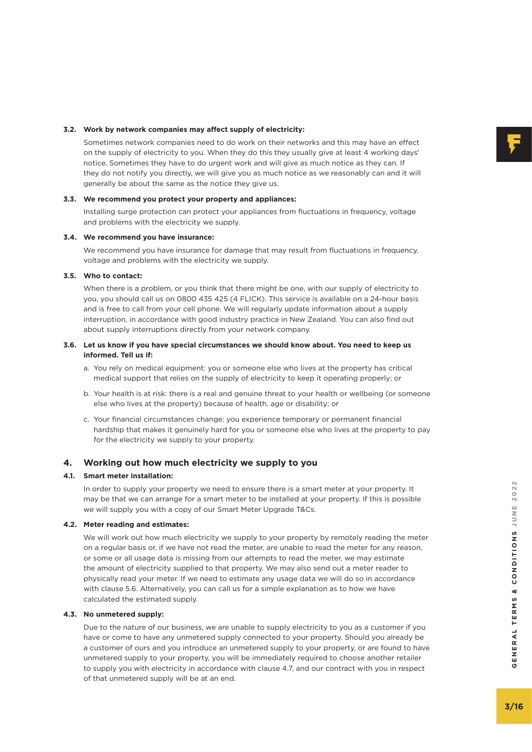**3.2. Work by network companies may affect supply of electricity:**

Sometimes network companies need to do work on their networks and this may have an effect on the supply of electricity to you. When they do this they usually give at least 4 working days' notice. Sometimes they have to do urgent work and will give as much notice as they can. If they do not notify you directly, we will give you as much notice as we reasonably can and it will generally be about the same as the notice they give us.

**3.3. We recommend you protect your property and appliances:**

Installing surge protection can protect your appliances from fluctuations in frequency, voltage and problems with the electricity we supply.

**3.4. We recommend you have insurance:**

We recommend you have insurance for damage that may result from fluctuations in frequency, voltage and problems with the electricity we supply.

**3.5. Who to contact:**

When there is a problem, or you think that there might be one, with our supply of electricity to you, you should call us on 0800 435 425 (4 FLICK). This service is available on a 24-hour basis and is free to call from your cell phone. We will regularly update information about a supply interruption, in accordance with good industry practice in New Zealand. You can also find out about supply interruptions directly from your network company.

**3.6. Let us know if you have special circumstances we should know about. You need to keep us informed. Tell us if:**

a. You rely on medical equipment: you or someone else who lives at the property has critical medical support that relies on the supply of electricity to keep it operating properly; or

b. Your health is at risk: there is a real and genuine threat to your health or wellbeing (or someone else who lives at the property) because of health, age or disability; or

c. Your financial circumstances change: you experience temporary or permanent financial hardship that makes it genuinely hard for you or someone else who lives at the property to pay for the electricity we supply to your property.

## 4. Working out how much electricity we supply to you

**4.1. Smart meter installation:**

In order to supply your property we need to ensure there is a smart meter at your property. It may be that we can arrange for a smart meter to be installed at your property. If this is possible we will supply you with a copy of our Smart Meter Upgrade T&Cs.

**4.2. Meter reading and estimates:**

We will work out how much electricity we supply to your property by remotely reading the meter on a regular basis or, if we have not read the meter, are unable to read the meter for any reason, or some or all usage data is missing from our attempts to read the meter, we may estimate the amount of electricity supplied to that property. We may also send out a meter reader to physically read your meter. If we need to estimate any usage data we will do so in accordance with clause 5.6. Alternatively, you can call us for a simple explanation as to how we have calculated the estimated supply.

**4.3. No unmetered supply:**

Due to the nature of our business, we are unable to supply electricity to you as a customer if you have or come to have any unmetered supply connected to your property. Should you already be a customer of ours and you introduce an unmetered supply to your property, or are found to have unmetered supply to your property, you will be immediately required to choose another retailer to supply you with electricity in accordance with clause 4.7, and our contract with you in respect of that unmetered supply will be at an end.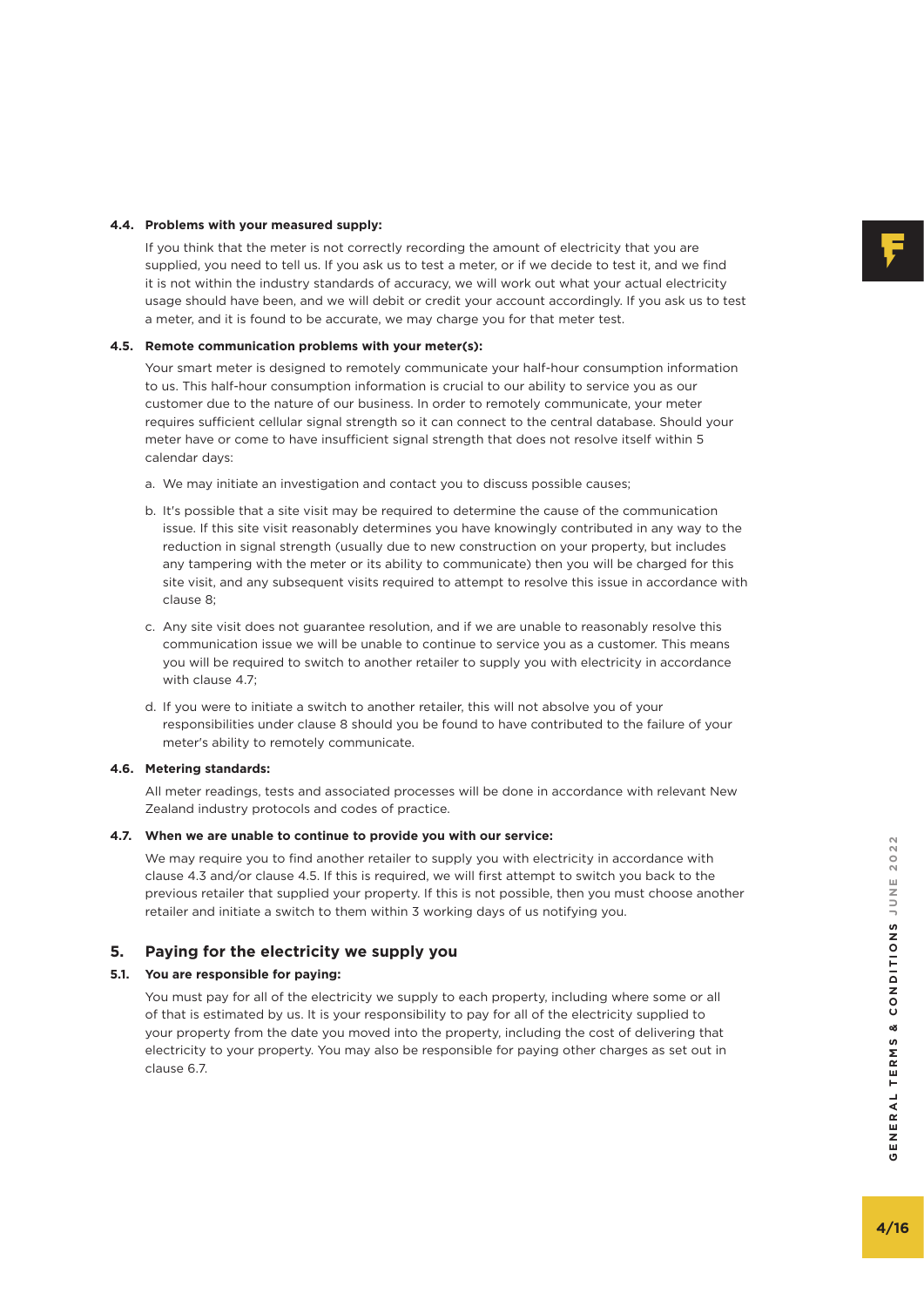**4.4. Problems with your measured supply:**

If you think that the meter is not correctly recording the amount of electricity that you are supplied, you need to tell us. If you ask us to test a meter, or if we decide to test it, and we find it is not within the industry standards of accuracy, we will work out what your actual electricity usage should have been, and we will debit or credit your account accordingly. If you ask us to test a meter, and it is found to be accurate, we may charge you for that meter test.

**4.5. Remote communication problems with your meter(s):**

Your smart meter is designed to remotely communicate your half-hour consumption information to us. This half-hour consumption information is crucial to our ability to service you as our customer due to the nature of our business. In order to remotely communicate, your meter requires sufficient cellular signal strength so it can connect to the central database. Should your meter have or come to have insufficient signal strength that does not resolve itself within 5 calendar days:

a. We may initiate an investigation and contact you to discuss possible causes;

b. It's possible that a site visit may be required to determine the cause of the communication issue. If this site visit reasonably determines you have knowingly contributed in any way to the reduction in signal strength (usually due to new construction on your property, but includes any tampering with the meter or its ability to communicate) then you will be charged for this site visit, and any subsequent visits required to attempt to resolve this issue in accordance with clause 8;

c. Any site visit does not guarantee resolution, and if we are unable to reasonably resolve this communication issue we will be unable to continue to service you as a customer. This means you will be required to switch to another retailer to supply you with electricity in accordance with clause 4.7;

d. If you were to initiate a switch to another retailer, this will not absolve you of your responsibilities under clause 8 should you be found to have contributed to the failure of your meter's ability to remotely communicate.

**4.6. Metering standards:**

All meter readings, tests and associated processes will be done in accordance with relevant New Zealand industry protocols and codes of practice.

**4.7. When we are unable to continue to provide you with our service:**

We may require you to find another retailer to supply you with electricity in accordance with clause 4.3 and/or clause 4.5. If this is required, we will first attempt to switch you back to the previous retailer that supplied your property. If this is not possible, then you must choose another retailer and initiate a switch to them within 3 working days of us notifying you.

## 5. Paying for the electricity we supply you

**5.1. You are responsible for paying:**

You must pay for all of the electricity we supply to each property, including where some or all of that is estimated by us. It is your responsibility to pay for all of the electricity supplied to your property from the date you moved into the property, including the cost of delivering that electricity to your property. You may also be responsible for paying other charges as set out in clause 6.7.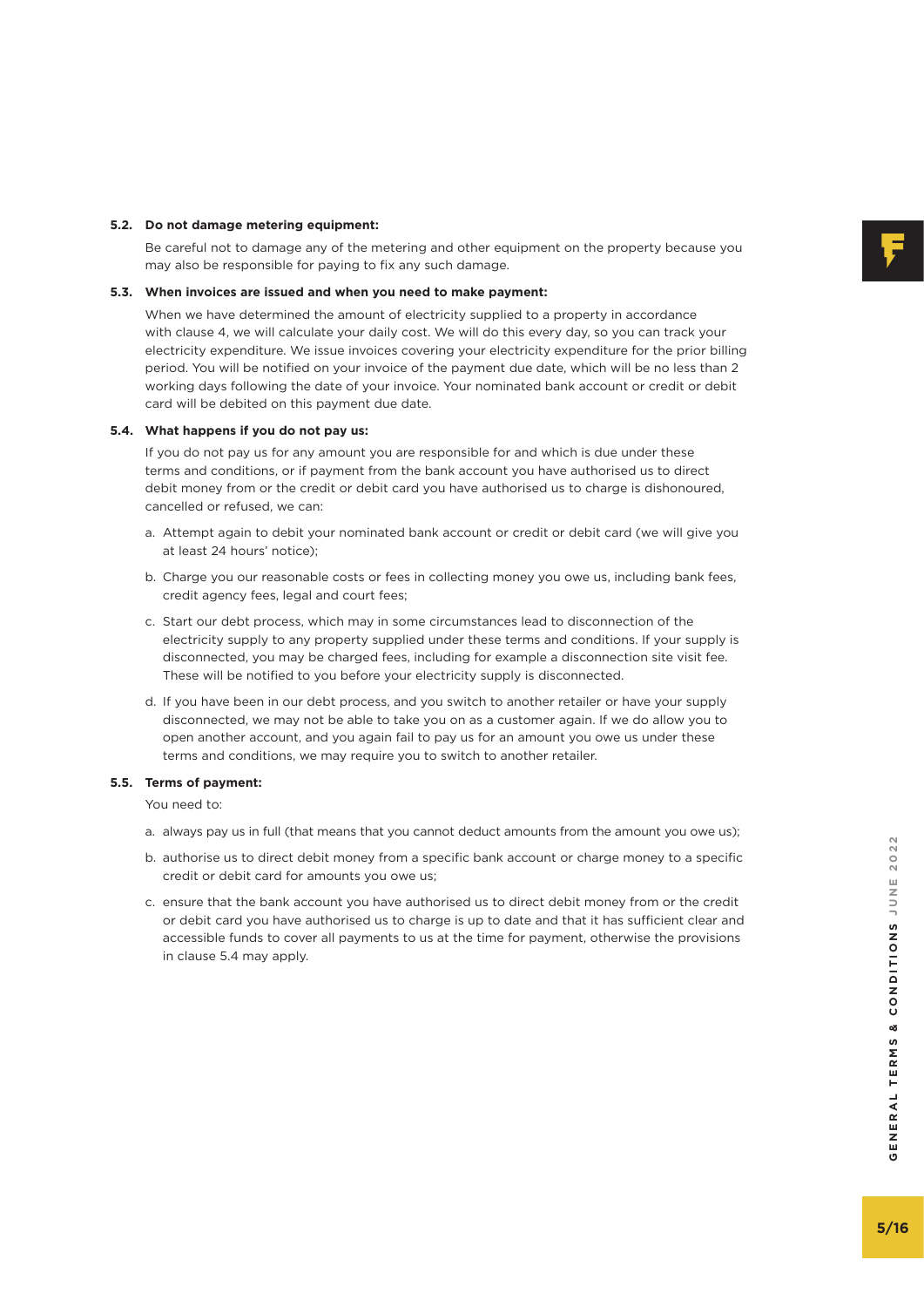**5.2. Do not damage metering equipment:**

Be careful not to damage any of the metering and other equipment on the property because you may also be responsible for paying to fix any such damage.

**5.3. When invoices are issued and when you need to make payment:**

When we have determined the amount of electricity supplied to a property in accordance with clause 4, we will calculate your daily cost. We will do this every day, so you can track your electricity expenditure. We issue invoices covering your electricity expenditure for the prior billing period. You will be notified on your invoice of the payment due date, which will be no less than 2 working days following the date of your invoice. Your nominated bank account or credit or debit card will be debited on this payment due date.

**5.4. What happens if you do not pay us:**

If you do not pay us for any amount you are responsible for and which is due under these terms and conditions, or if payment from the bank account you have authorised us to direct debit money from or the credit or debit card you have authorised us to charge is dishonoured, cancelled or refused, we can:

a. Attempt again to debit your nominated bank account or credit or debit card (we will give you at least 24 hours' notice);

b. Charge you our reasonable costs or fees in collecting money you owe us, including bank fees, credit agency fees, legal and court fees;

c. Start our debt process, which may in some circumstances lead to disconnection of the electricity supply to any property supplied under these terms and conditions. If your supply is disconnected, you may be charged fees, including for example a disconnection site visit fee. These will be notified to you before your electricity supply is disconnected.

d. If you have been in our debt process, and you switch to another retailer or have your supply disconnected, we may not be able to take you on as a customer again. If we do allow you to open another account, and you again fail to pay us for an amount you owe us under these terms and conditions, we may require you to switch to another retailer.

**5.5. Terms of payment:**

You need to:

a. always pay us in full (that means that you cannot deduct amounts from the amount you owe us);

b. authorise us to direct debit money from a specific bank account or charge money to a specific credit or debit card for amounts you owe us;

c. ensure that the bank account you have authorised us to direct debit money from or the credit or debit card you have authorised us to charge is up to date and that it has sufficient clear and accessible funds to cover all payments to us at the time for payment, otherwise the provisions in clause 5.4 may apply.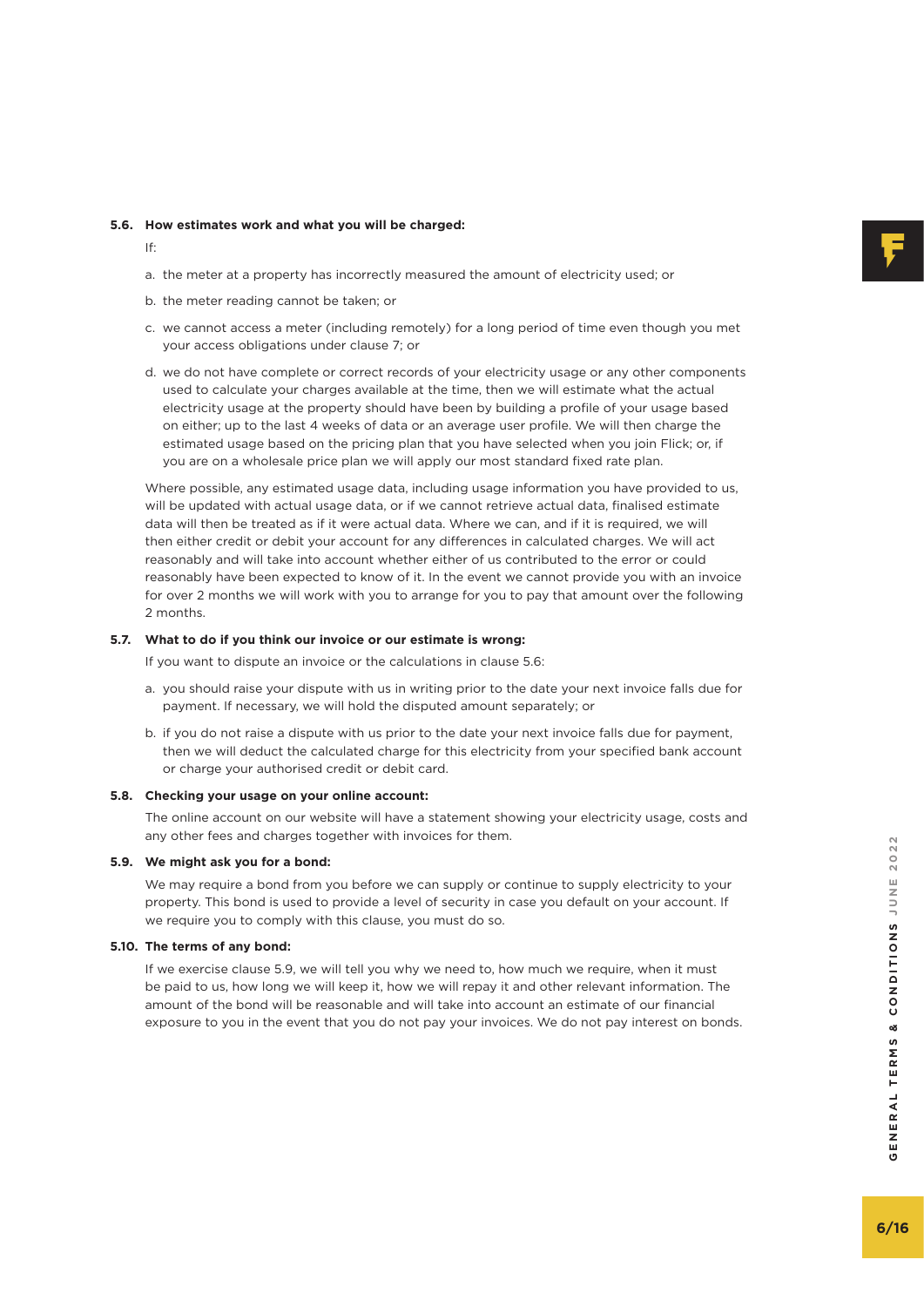**5.6. How estimates work and what you will be charged:**

If:

a. the meter at a property has incorrectly measured the amount of electricity used; or

b. the meter reading cannot be taken; or

c. we cannot access a meter (including remotely) for a long period of time even though you met your access obligations under clause 7; or

d. we do not have complete or correct records of your electricity usage or any other components used to calculate your charges available at the time, then we will estimate what the actual electricity usage at the property should have been by building a profile of your usage based on either; up to the last 4 weeks of data or an average user profile. We will then charge the estimated usage based on the pricing plan that you have selected when you join Flick; or, if you are on a wholesale price plan we will apply our most standard fixed rate plan.

Where possible, any estimated usage data, including usage information you have provided to us, will be updated with actual usage data, or if we cannot retrieve actual data, finalised estimate data will then be treated as if it were actual data. Where we can, and if it is required, we will then either credit or debit your account for any differences in calculated charges. We will act reasonably and will take into account whether either of us contributed to the error or could reasonably have been expected to know of it. In the event we cannot provide you with an invoice for over 2 months we will work with you to arrange for you to pay that amount over the following 2 months.

**5.7. What to do if you think our invoice or our estimate is wrong:**

If you want to dispute an invoice or the calculations in clause 5.6:

a. you should raise your dispute with us in writing prior to the date your next invoice falls due for payment. If necessary, we will hold the disputed amount separately; or

b. if you do not raise a dispute with us prior to the date your next invoice falls due for payment, then we will deduct the calculated charge for this electricity from your specified bank account or charge your authorised credit or debit card.

**5.8. Checking your usage on your online account:**

The online account on our website will have a statement showing your electricity usage, costs and any other fees and charges together with invoices for them.

**5.9. We might ask you for a bond:**

We may require a bond from you before we can supply or continue to supply electricity to your property. This bond is used to provide a level of security in case you default on your account. If we require you to comply with this clause, you must do so.

**5.10. The terms of any bond:**

If we exercise clause 5.9, we will tell you why we need to, how much we require, when it must be paid to us, how long we will keep it, how we will repay it and other relevant information. The amount of the bond will be reasonable and will take into account an estimate of our financial exposure to you in the event that you do not pay your invoices. We do not pay interest on bonds.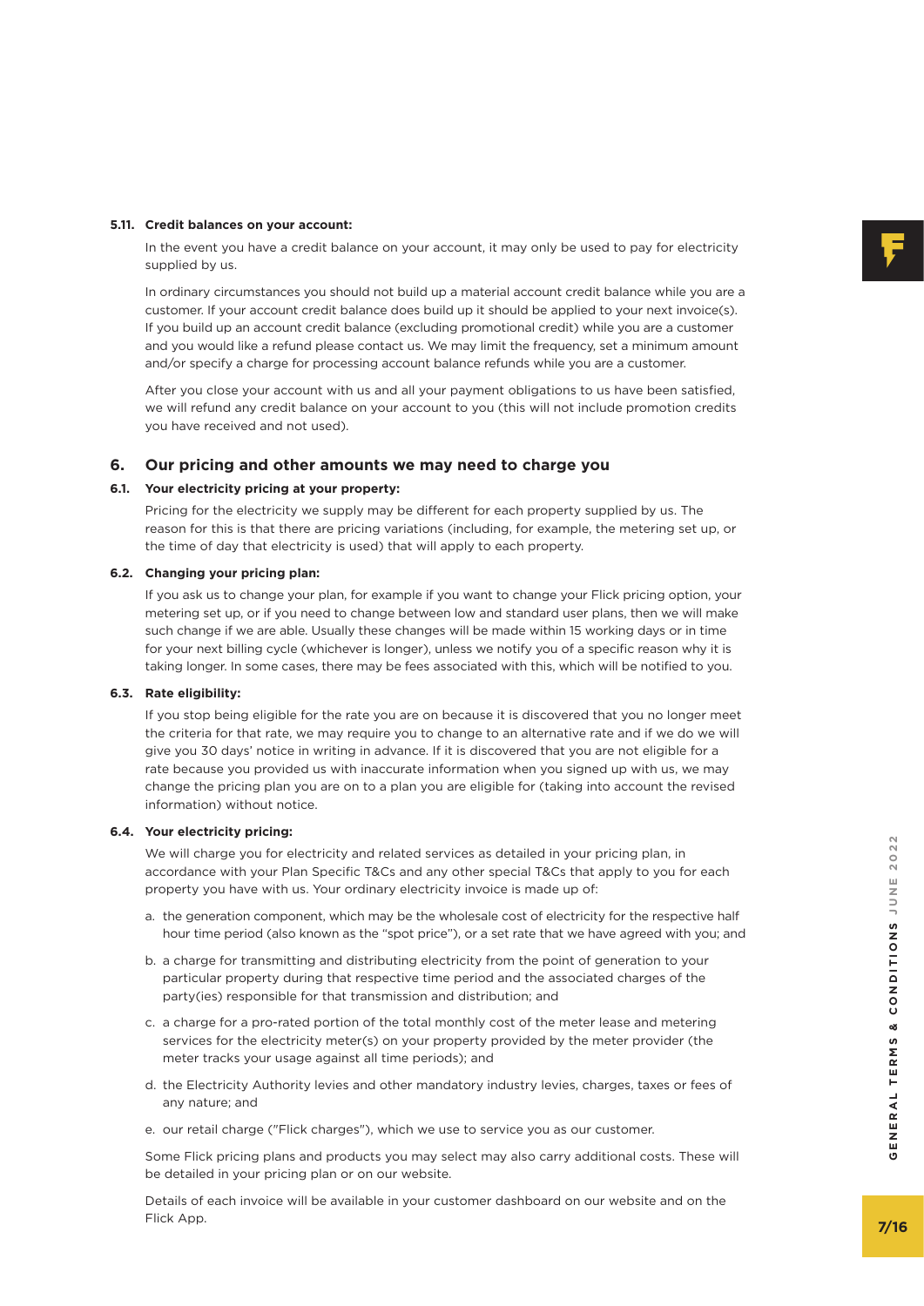**5.11. Credit balances on your account:**

In the event you have a credit balance on your account, it may only be used to pay for electricity supplied by us.

In ordinary circumstances you should not build up a material account credit balance while you are a customer. If your account credit balance does build up it should be applied to your next invoice(s). If you build up an account credit balance (excluding promotional credit) while you are a customer and you would like a refund please contact us. We may limit the frequency, set a minimum amount and/or specify a charge for processing account balance refunds while you are a customer.

After you close your account with us and all your payment obligations to us have been satisfied, we will refund any credit balance on your account to you (this will not include promotion credits you have received and not used).

## 6. Our pricing and other amounts we may need to charge you

**6.1. Your electricity pricing at your property:**

Pricing for the electricity we supply may be different for each property supplied by us. The reason for this is that there are pricing variations (including, for example, the metering set up, or the time of day that electricity is used) that will apply to each property.

**6.2. Changing your pricing plan:**

If you ask us to change your plan, for example if you want to change your Flick pricing option, your metering set up, or if you need to change between low and standard user plans, then we will make such change if we are able. Usually these changes will be made within 15 working days or in time for your next billing cycle (whichever is longer), unless we notify you of a specific reason why it is taking longer. In some cases, there may be fees associated with this, which will be notified to you.

**6.3. Rate eligibility:**

If you stop being eligible for the rate you are on because it is discovered that you no longer meet the criteria for that rate, we may require you to change to an alternative rate and if we do we will give you 30 days' notice in writing in advance. If it is discovered that you are not eligible for a rate because you provided us with inaccurate information when you signed up with us, we may change the pricing plan you are on to a plan you are eligible for (taking into account the revised information) without notice.

**6.4. Your electricity pricing:**

We will charge you for electricity and related services as detailed in your pricing plan, in accordance with your Plan Specific T&Cs and any other special T&Cs that apply to you for each property you have with us. Your ordinary electricity invoice is made up of:

a. the generation component, which may be the wholesale cost of electricity for the respective half hour time period (also known as the "spot price"), or a set rate that we have agreed with you; and

b. a charge for transmitting and distributing electricity from the point of generation to your particular property during that respective time period and the associated charges of the party(ies) responsible for that transmission and distribution; and

c. a charge for a pro-rated portion of the total monthly cost of the meter lease and metering services for the electricity meter(s) on your property provided by the meter provider (the meter tracks your usage against all time periods); and

d. the Electricity Authority levies and other mandatory industry levies, charges, taxes or fees of any nature; and

e. our retail charge ("Flick charges"), which we use to service you as our customer.

Some Flick pricing plans and products you may select may also carry additional costs. These will be detailed in your pricing plan or on our website.

Details of each invoice will be available in your customer dashboard on our website and on the Flick App.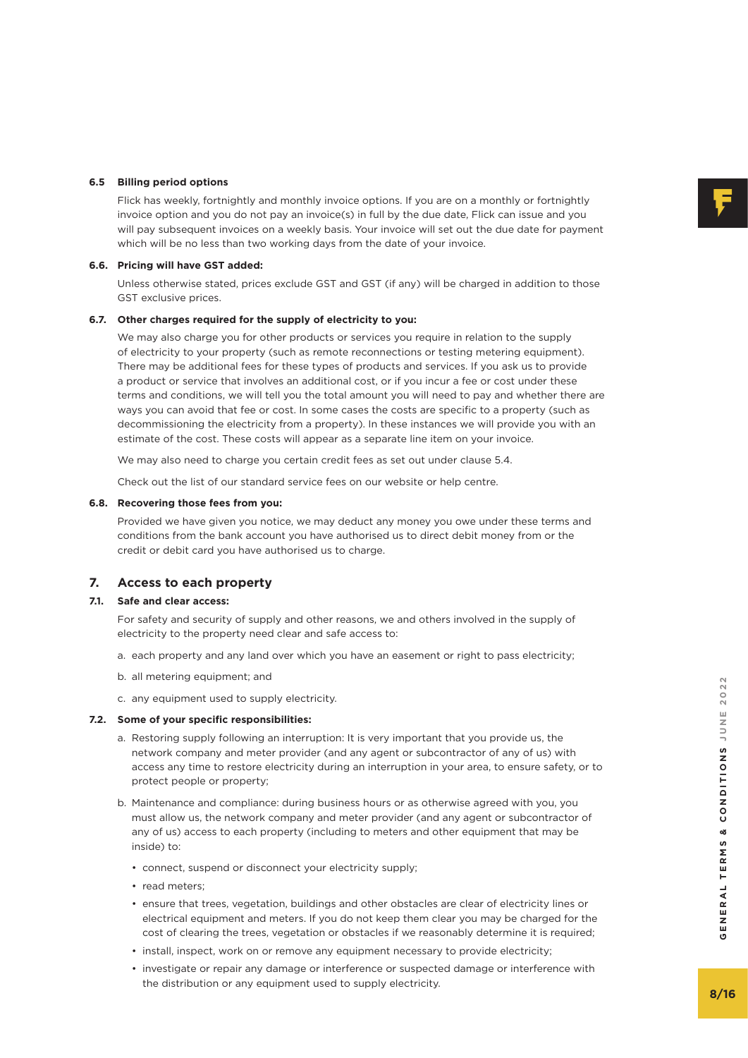#### 6.5 Billing period options

Flick has weekly, fortnightly and monthly invoice options. If you are on a monthly or fortnightly invoice option and you do not pay an invoice(s) in full by the due date, Flick can issue and you will pay subsequent invoices on a weekly basis. Your invoice will set out the due date for payment which will be no less than two working days from the date of your invoice.

#### 6.6. Pricing will have GST added:

Unless otherwise stated, prices exclude GST and GST (if any) will be charged in addition to those GST exclusive prices.

#### 6.7. Other charges required for the supply of electricity to you:

We may also charge you for other products or services you require in relation to the supply of electricity to your property (such as remote reconnections or testing metering equipment). There may be additional fees for these types of products and services. If you ask us to provide a product or service that involves an additional cost, or if you incur a fee or cost under these terms and conditions, we will tell you the total amount you will need to pay and whether there are ways you can avoid that fee or cost. In some cases the costs are specific to a property (such as decommissioning the electricity from a property). In these instances we will provide you with an estimate of the cost. These costs will appear as a separate line item on your invoice.

We may also need to charge you certain credit fees as set out under clause 5.4.

Check out the list of our standard service fees on our website or help centre.

#### 6.8. Recovering those fees from you:

Provided we have given you notice, we may deduct any money you owe under these terms and conditions from the bank account you have authorised us to direct debit money from or the credit or debit card you have authorised us to charge.

## 7. Access to each property

#### 7.1. Safe and clear access:

For safety and security of supply and other reasons, we and others involved in the supply of electricity to the property need clear and safe access to:

a. each property and any land over which you have an easement or right to pass electricity;

b. all metering equipment; and

c. any equipment used to supply electricity.

#### 7.2. Some of your specific responsibilities:

a. Restoring supply following an interruption: It is very important that you provide us, the network company and meter provider (and any agent or subcontractor of any of us) with access any time to restore electricity during an interruption in your area, to ensure safety, or to protect people or property;

b. Maintenance and compliance: during business hours or as otherwise agreed with you, you must allow us, the network company and meter provider (and any agent or subcontractor of any of us) access to each property (including to meters and other equipment that may be inside) to:

- connect, suspend or disconnect your electricity supply;
- read meters;
- ensure that trees, vegetation, buildings and other obstacles are clear of electricity lines or electrical equipment and meters. If you do not keep them clear you may be charged for the cost of clearing the trees, vegetation or obstacles if we reasonably determine it is required;
- install, inspect, work on or remove any equipment necessary to provide electricity;
- investigate or repair any damage or interference or suspected damage or interference with the distribution or any equipment used to supply electricity.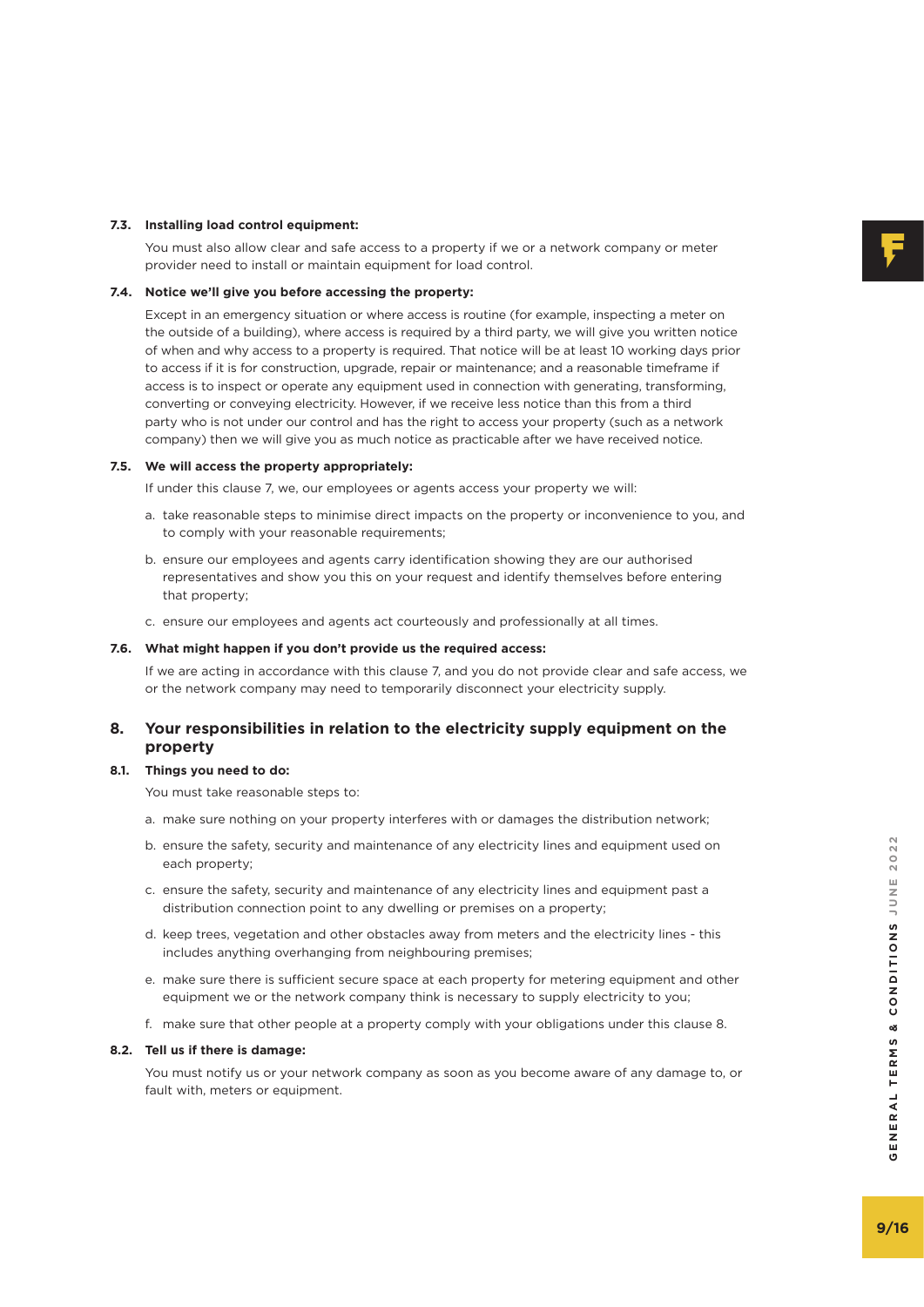**7.3. Installing load control equipment:**

You must also allow clear and safe access to a property if we or a network company or meter provider need to install or maintain equipment for load control.

**7.4. Notice we'll give you before accessing the property:**

Except in an emergency situation or where access is routine (for example, inspecting a meter on the outside of a building), where access is required by a third party, we will give you written notice of when and why access to a property is required. That notice will be at least 10 working days prior to access if it is for construction, upgrade, repair or maintenance; and a reasonable timeframe if access is to inspect or operate any equipment used in connection with generating, transforming, converting or conveying electricity. However, if we receive less notice than this from a third party who is not under our control and has the right to access your property (such as a network company) then we will give you as much notice as practicable after we have received notice.

**7.5. We will access the property appropriately:**

If under this clause 7, we, our employees or agents access your property we will:

a. take reasonable steps to minimise direct impacts on the property or inconvenience to you, and to comply with your reasonable requirements;

b. ensure our employees and agents carry identification showing they are our authorised representatives and show you this on your request and identify themselves before entering that property;

c. ensure our employees and agents act courteously and professionally at all times.

**7.6. What might happen if you don't provide us the required access:**

If we are acting in accordance with this clause 7, and you do not provide clear and safe access, we or the network company may need to temporarily disconnect your electricity supply.

## 8. Your responsibilities in relation to the electricity supply equipment on the property

**8.1. Things you need to do:**

You must take reasonable steps to:

a. make sure nothing on your property interferes with or damages the distribution network;

b. ensure the safety, security and maintenance of any electricity lines and equipment used on each property;

c. ensure the safety, security and maintenance of any electricity lines and equipment past a distribution connection point to any dwelling or premises on a property;

d. keep trees, vegetation and other obstacles away from meters and the electricity lines - this includes anything overhanging from neighbouring premises;

e. make sure there is sufficient secure space at each property for metering equipment and other equipment we or the network company think is necessary to supply electricity to you;

f. make sure that other people at a property comply with your obligations under this clause 8.

**8.2. Tell us if there is damage:**

You must notify us or your network company as soon as you become aware of any damage to, or fault with, meters or equipment.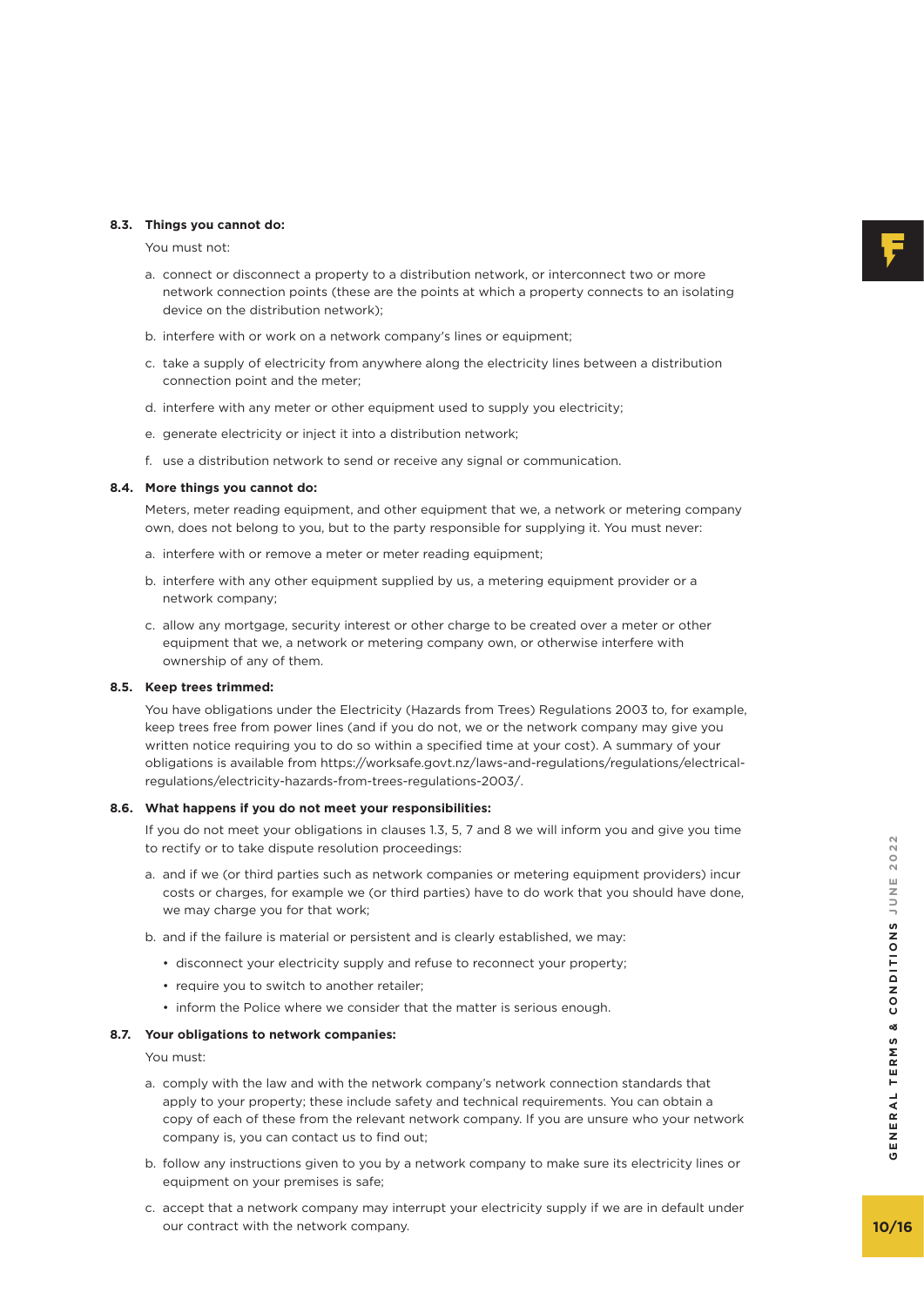**8.3. Things you cannot do:**

You must not:

a. connect or disconnect a property to a distribution network, or interconnect two or more network connection points (these are the points at which a property connects to an isolating device on the distribution network);

b. interfere with or work on a network company's lines or equipment;

c. take a supply of electricity from anywhere along the electricity lines between a distribution connection point and the meter;

d. interfere with any meter or other equipment used to supply you electricity;

e. generate electricity or inject it into a distribution network;

f. use a distribution network to send or receive any signal or communication.

**8.4. More things you cannot do:**

Meters, meter reading equipment, and other equipment that we, a network or metering company own, does not belong to you, but to the party responsible for supplying it. You must never:

a. interfere with or remove a meter or meter reading equipment;

b. interfere with any other equipment supplied by us, a metering equipment provider or a network company;

c. allow any mortgage, security interest or other charge to be created over a meter or other equipment that we, a network or metering company own, or otherwise interfere with ownership of any of them.

**8.5. Keep trees trimmed:**

You have obligations under the Electricity (Hazards from Trees) Regulations 2003 to, for example, keep trees free from power lines (and if you do not, we or the network company may give you written notice requiring you to do so within a specified time at your cost). A summary of your obligations is available from https://worksafe.govt.nz/laws-and-regulations/regulations/electrical-regulations/electricity-hazards-from-trees-regulations-2003/.

**8.6. What happens if you do not meet your responsibilities:**

If you do not meet your obligations in clauses 1.3, 5, 7 and 8 we will inform you and give you time to rectify or to take dispute resolution proceedings:

a. and if we (or third parties such as network companies or metering equipment providers) incur costs or charges, for example we (or third parties) have to do work that you should have done, we may charge you for that work;

b. and if the failure is material or persistent and is clearly established, we may:

- disconnect your electricity supply and refuse to reconnect your property;
- require you to switch to another retailer;
- inform the Police where we consider that the matter is serious enough.

**8.7. Your obligations to network companies:**

You must:

a. comply with the law and with the network company's network connection standards that apply to your property; these include safety and technical requirements. You can obtain a copy of each of these from the relevant network company. If you are unsure who your network company is, you can contact us to find out;

b. follow any instructions given to you by a network company to make sure its electricity lines or equipment on your premises is safe;

c. accept that a network company may interrupt your electricity supply if we are in default under our contract with the network company.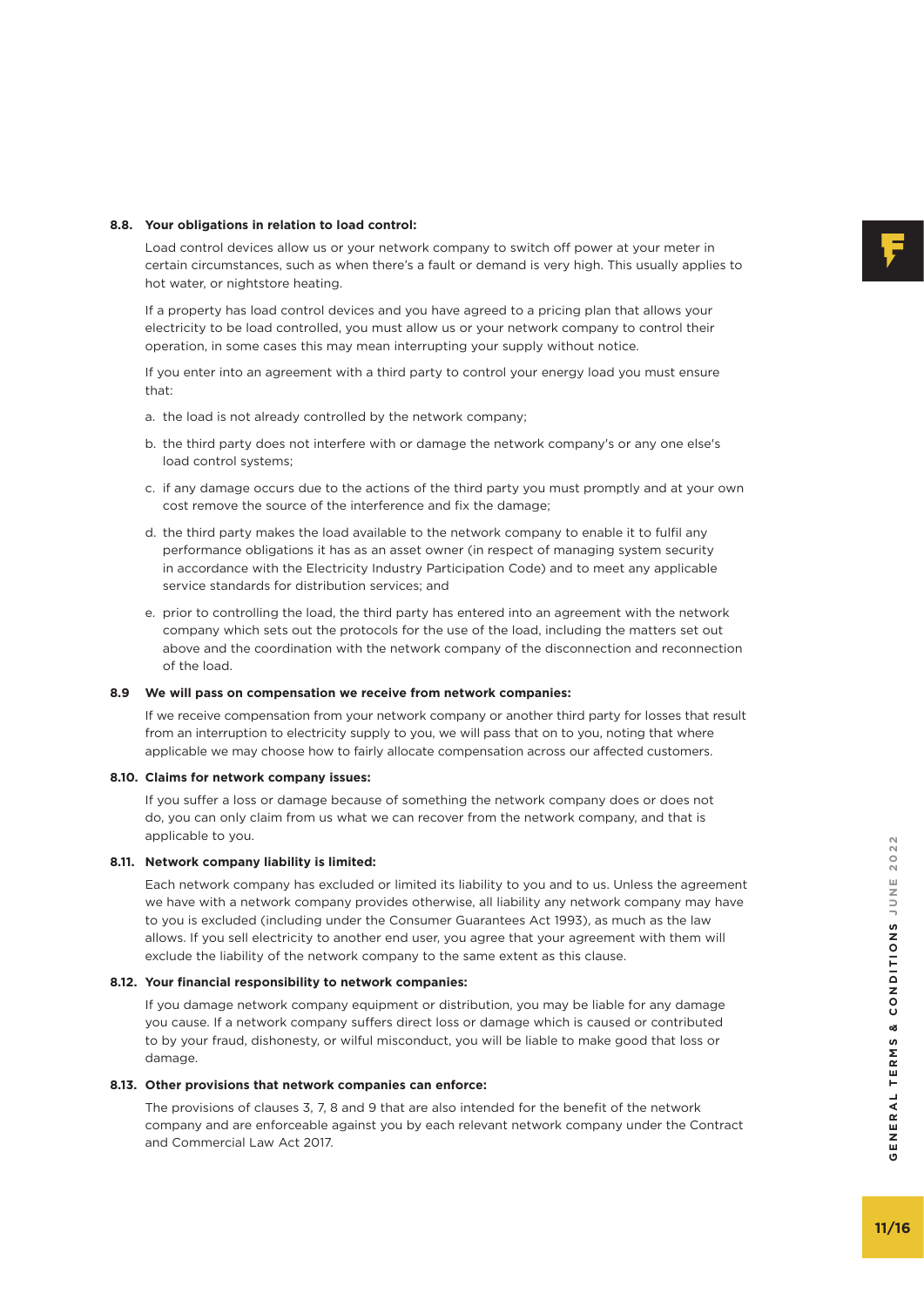**8.8. Your obligations in relation to load control:**

Load control devices allow us or your network company to switch off power at your meter in certain circumstances, such as when there's a fault or demand is very high. This usually applies to hot water, or nightstore heating.

If a property has load control devices and you have agreed to a pricing plan that allows your electricity to be load controlled, you must allow us or your network company to control their operation, in some cases this may mean interrupting your supply without notice.

If you enter into an agreement with a third party to control your energy load you must ensure that:

a. the load is not already controlled by the network company;

b. the third party does not interfere with or damage the network company's or any one else's load control systems;

c. if any damage occurs due to the actions of the third party you must promptly and at your own cost remove the source of the interference and fix the damage;

d. the third party makes the load available to the network company to enable it to fulfil any performance obligations it has as an asset owner (in respect of managing system security in accordance with the Electricity Industry Participation Code) and to meet any applicable service standards for distribution services; and

e. prior to controlling the load, the third party has entered into an agreement with the network company which sets out the protocols for the use of the load, including the matters set out above and the coordination with the network company of the disconnection and reconnection of the load.

**8.9 We will pass on compensation we receive from network companies:**

If we receive compensation from your network company or another third party for losses that result from an interruption to electricity supply to you, we will pass that on to you, noting that where applicable we may choose how to fairly allocate compensation across our affected customers.

**8.10. Claims for network company issues:**

If you suffer a loss or damage because of something the network company does or does not do, you can only claim from us what we can recover from the network company, and that is applicable to you.

**8.11. Network company liability is limited:**

Each network company has excluded or limited its liability to you and to us. Unless the agreement we have with a network company provides otherwise, all liability any network company may have to you is excluded (including under the Consumer Guarantees Act 1993), as much as the law allows. If you sell electricity to another end user, you agree that your agreement with them will exclude the liability of the network company to the same extent as this clause.

**8.12. Your financial responsibility to network companies:**

If you damage network company equipment or distribution, you may be liable for any damage you cause. If a network company suffers direct loss or damage which is caused or contributed to by your fraud, dishonesty, or wilful misconduct, you will be liable to make good that loss or damage.

**8.13. Other provisions that network companies can enforce:**

The provisions of clauses 3, 7, 8 and 9 that are also intended for the benefit of the network company and are enforceable against you by each relevant network company under the Contract and Commercial Law Act 2017.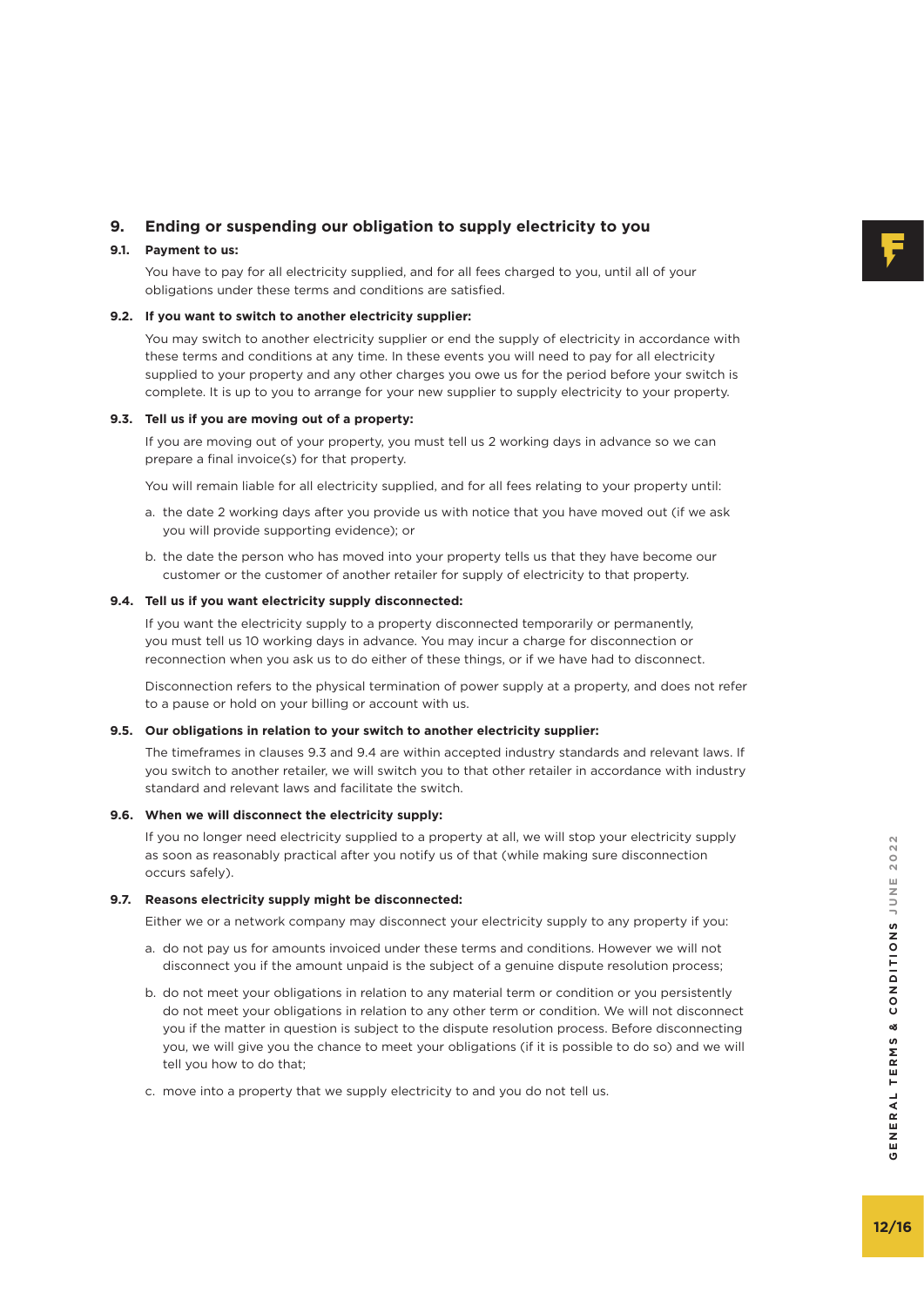## 9. Ending or suspending our obligation to supply electricity to you

### 9.1. Payment to us:

You have to pay for all electricity supplied, and for all fees charged to you, until all of your obligations under these terms and conditions are satisfied.

### 9.2. If you want to switch to another electricity supplier:

You may switch to another electricity supplier or end the supply of electricity in accordance with these terms and conditions at any time. In these events you will need to pay for all electricity supplied to your property and any other charges you owe us for the period before your switch is complete. It is up to you to arrange for your new supplier to supply electricity to your property.

### 9.3. Tell us if you are moving out of a property:

If you are moving out of your property, you must tell us 2 working days in advance so we can prepare a final invoice(s) for that property.

You will remain liable for all electricity supplied, and for all fees relating to your property until:

a. the date 2 working days after you provide us with notice that you have moved out (if we ask you will provide supporting evidence); or

b. the date the person who has moved into your property tells us that they have become our customer or the customer of another retailer for supply of electricity to that property.

### 9.4. Tell us if you want electricity supply disconnected:

If you want the electricity supply to a property disconnected temporarily or permanently, you must tell us 10 working days in advance. You may incur a charge for disconnection or reconnection when you ask us to do either of these things, or if we have had to disconnect.

Disconnection refers to the physical termination of power supply at a property, and does not refer to a pause or hold on your billing or account with us.

### 9.5. Our obligations in relation to your switch to another electricity supplier:

The timeframes in clauses 9.3 and 9.4 are within accepted industry standards and relevant laws. If you switch to another retailer, we will switch you to that other retailer in accordance with industry standard and relevant laws and facilitate the switch.

### 9.6. When we will disconnect the electricity supply:

If you no longer need electricity supplied to a property at all, we will stop your electricity supply as soon as reasonably practical after you notify us of that (while making sure disconnection occurs safely).

### 9.7. Reasons electricity supply might be disconnected:

Either we or a network company may disconnect your electricity supply to any property if you:

a. do not pay us for amounts invoiced under these terms and conditions. However we will not disconnect you if the amount unpaid is the subject of a genuine dispute resolution process;

b. do not meet your obligations in relation to any material term or condition or you persistently do not meet your obligations in relation to any other term or condition. We will not disconnect you if the matter in question is subject to the dispute resolution process. Before disconnecting you, we will give you the chance to meet your obligations (if it is possible to do so) and we will tell you how to do that;

c. move into a property that we supply electricity to and you do not tell us.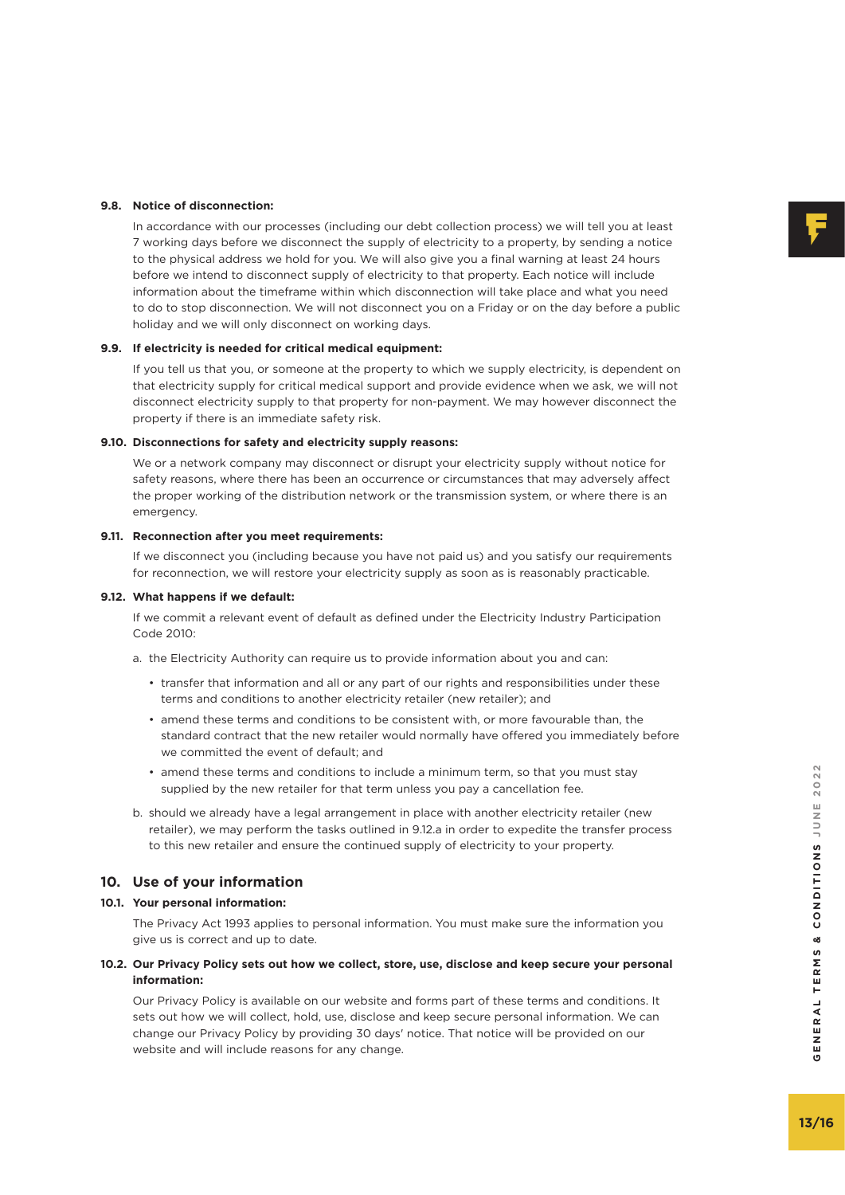**9.8. Notice of disconnection:**

In accordance with our processes (including our debt collection process) we will tell you at least 7 working days before we disconnect the supply of electricity to a property, by sending a notice to the physical address we hold for you. We will also give you a final warning at least 24 hours before we intend to disconnect supply of electricity to that property. Each notice will include information about the timeframe within which disconnection will take place and what you need to do to stop disconnection. We will not disconnect you on a Friday or on the day before a public holiday and we will only disconnect on working days.

**9.9. If electricity is needed for critical medical equipment:**

If you tell us that you, or someone at the property to which we supply electricity, is dependent on that electricity supply for critical medical support and provide evidence when we ask, we will not disconnect electricity supply to that property for non-payment. We may however disconnect the property if there is an immediate safety risk.

**9.10. Disconnections for safety and electricity supply reasons:**

We or a network company may disconnect or disrupt your electricity supply without notice for safety reasons, where there has been an occurrence or circumstances that may adversely affect the proper working of the distribution network or the transmission system, or where there is an emergency.

**9.11. Reconnection after you meet requirements:**

If we disconnect you (including because you have not paid us) and you satisfy our requirements for reconnection, we will restore your electricity supply as soon as is reasonably practicable.

**9.12. What happens if we default:**

If we commit a relevant event of default as defined under the Electricity Industry Participation Code 2010:

a. the Electricity Authority can require us to provide information about you and can:

- transfer that information and all or any part of our rights and responsibilities under these terms and conditions to another electricity retailer (new retailer); and
- amend these terms and conditions to be consistent with, or more favourable than, the standard contract that the new retailer would normally have offered you immediately before we committed the event of default; and
- amend these terms and conditions to include a minimum term, so that you must stay supplied by the new retailer for that term unless you pay a cancellation fee.

b. should we already have a legal arrangement in place with another electricity retailer (new retailer), we may perform the tasks outlined in 9.12.a in order to expedite the transfer process to this new retailer and ensure the continued supply of electricity to your property.

## 10. Use of your information

**10.1. Your personal information:**

The Privacy Act 1993 applies to personal information. You must make sure the information you give us is correct and up to date.

**10.2. Our Privacy Policy sets out how we collect, store, use, disclose and keep secure your personal information:**

Our Privacy Policy is available on our website and forms part of these terms and conditions. It sets out how we will collect, hold, use, disclose and keep secure personal information. We can change our Privacy Policy by providing 30 days' notice. That notice will be provided on our website and will include reasons for any change.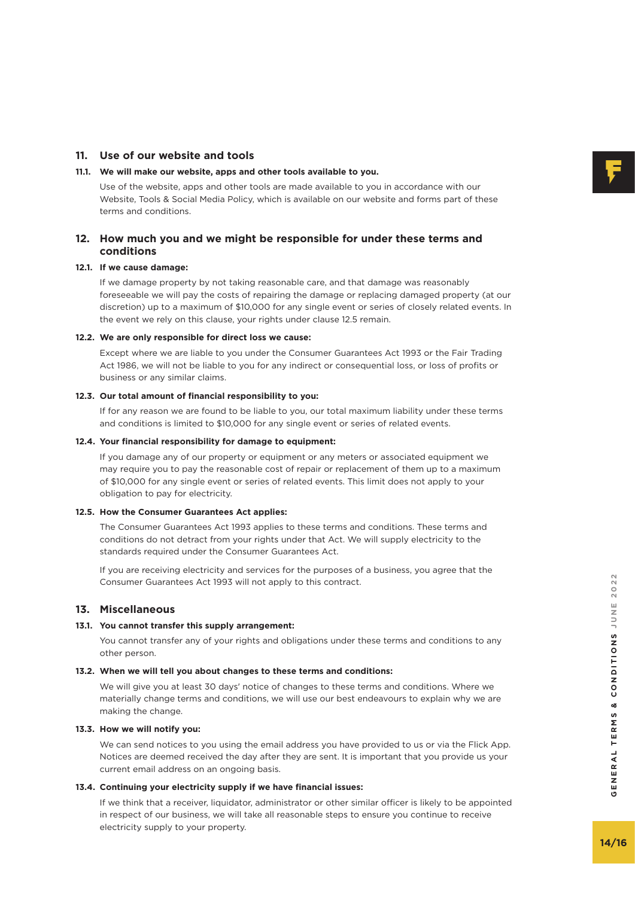## 11. Use of our website and tools

### 11.1. We will make our website, apps and other tools available to you.

Use of the website, apps and other tools are made available to you in accordance with our Website, Tools & Social Media Policy, which is available on our website and forms part of these terms and conditions.

## 12. How much you and we might be responsible for under these terms and conditions

### 12.1. If we cause damage:

If we damage property by not taking reasonable care, and that damage was reasonably foreseeable we will pay the costs of repairing the damage or replacing damaged property (at our discretion) up to a maximum of $10,000 for any single event or series of closely related events. In the event we rely on this clause, your rights under clause 12.5 remain.

### 12.2. We are only responsible for direct loss we cause:

Except where we are liable to you under the Consumer Guarantees Act 1993 or the Fair Trading Act 1986, we will not be liable to you for any indirect or consequential loss, or loss of profits or business or any similar claims.

### 12.3. Our total amount of financial responsibility to you:

If for any reason we are found to be liable to you, our total maximum liability under these terms and conditions is limited to $10,000 for any single event or series of related events.

### 12.4. Your financial responsibility for damage to equipment:

If you damage any of our property or equipment or any meters or associated equipment we may require you to pay the reasonable cost of repair or replacement of them up to a maximum of $10,000 for any single event or series of related events. This limit does not apply to your obligation to pay for electricity.

### 12.5. How the Consumer Guarantees Act applies:

The Consumer Guarantees Act 1993 applies to these terms and conditions. These terms and conditions do not detract from your rights under that Act. We will supply electricity to the standards required under the Consumer Guarantees Act.

If you are receiving electricity and services for the purposes of a business, you agree that the Consumer Guarantees Act 1993 will not apply to this contract.

## 13. Miscellaneous

### 13.1. You cannot transfer this supply arrangement:

You cannot transfer any of your rights and obligations under these terms and conditions to any other person.

### 13.2. When we will tell you about changes to these terms and conditions:

We will give you at least 30 days' notice of changes to these terms and conditions. Where we materially change terms and conditions, we will use our best endeavours to explain why we are making the change.

### 13.3. How we will notify you:

We can send notices to you using the email address you have provided to us or via the Flick App. Notices are deemed received the day after they are sent. It is important that you provide us your current email address on an ongoing basis.

### 13.4. Continuing your electricity supply if we have financial issues:

If we think that a receiver, liquidator, administrator or other similar officer is likely to be appointed in respect of our business, we will take all reasonable steps to ensure you continue to receive electricity supply to your property.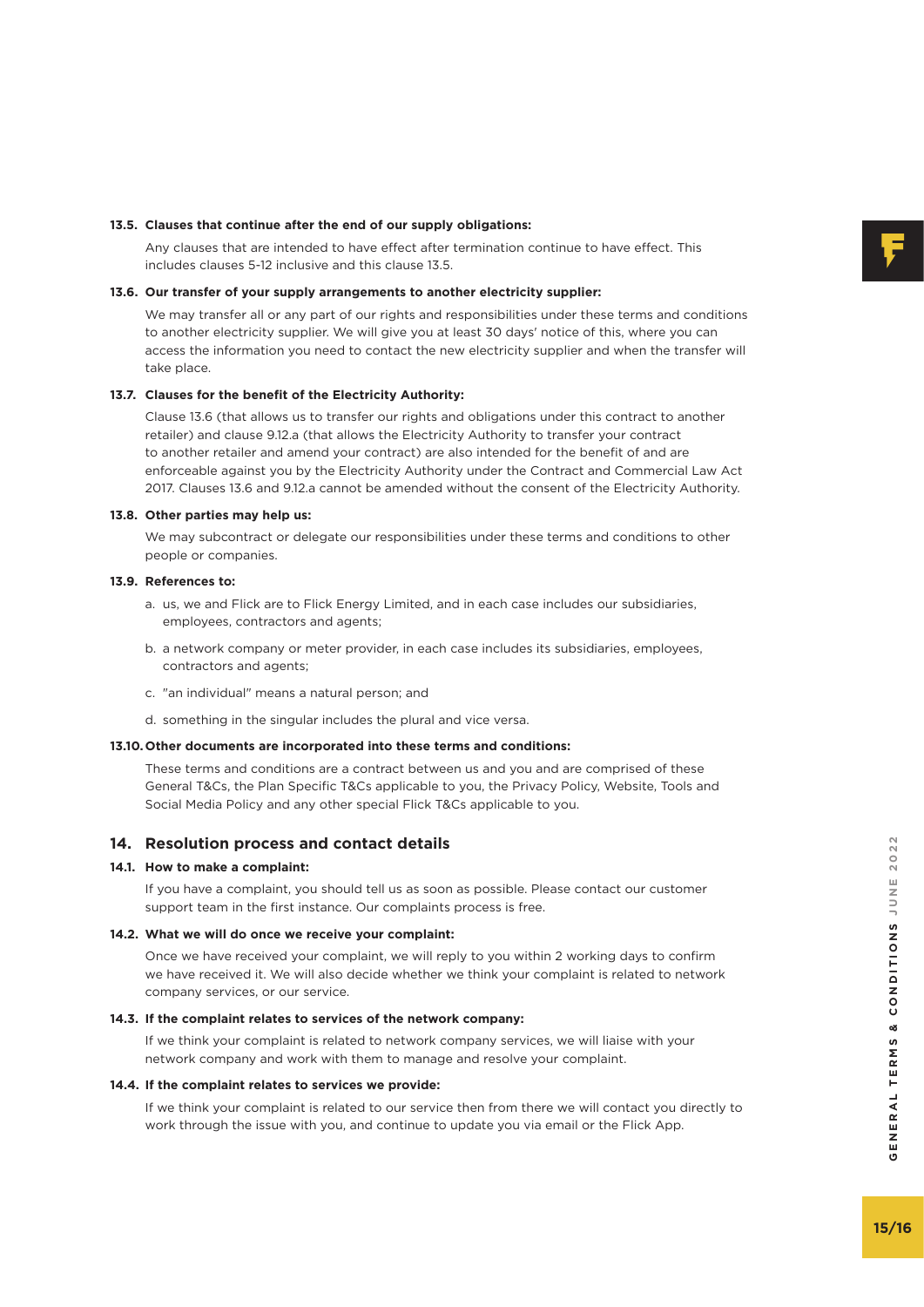**13.5. Clauses that continue after the end of our supply obligations:**

Any clauses that are intended to have effect after termination continue to have effect. This includes clauses 5-12 inclusive and this clause 13.5.

**13.6. Our transfer of your supply arrangements to another electricity supplier:**

We may transfer all or any part of our rights and responsibilities under these terms and conditions to another electricity supplier. We will give you at least 30 days' notice of this, where you can access the information you need to contact the new electricity supplier and when the transfer will take place.

**13.7. Clauses for the benefit of the Electricity Authority:**

Clause 13.6 (that allows us to transfer our rights and obligations under this contract to another retailer) and clause 9.12.a (that allows the Electricity Authority to transfer your contract to another retailer and amend your contract) are also intended for the benefit of and are enforceable against you by the Electricity Authority under the Contract and Commercial Law Act 2017. Clauses 13.6 and 9.12.a cannot be amended without the consent of the Electricity Authority.

**13.8. Other parties may help us:**

We may subcontract or delegate our responsibilities under these terms and conditions to other people or companies.

**13.9. References to:**

a. us, we and Flick are to Flick Energy Limited, and in each case includes our subsidiaries, employees, contractors and agents;

b. a network company or meter provider, in each case includes its subsidiaries, employees, contractors and agents;

c. "an individual" means a natural person; and

d. something in the singular includes the plural and vice versa.

**13.10. Other documents are incorporated into these terms and conditions:**

These terms and conditions are a contract between us and you and are comprised of these General T&Cs, the Plan Specific T&Cs applicable to you, the Privacy Policy, Website, Tools and Social Media Policy and any other special Flick T&Cs applicable to you.

## 14. Resolution process and contact details

**14.1. How to make a complaint:**

If you have a complaint, you should tell us as soon as possible. Please contact our customer support team in the first instance. Our complaints process is free.

**14.2. What we will do once we receive your complaint:**

Once we have received your complaint, we will reply to you within 2 working days to confirm we have received it. We will also decide whether we think your complaint is related to network company services, or our service.

**14.3. If the complaint relates to services of the network company:**

If we think your complaint is related to network company services, we will liaise with your network company and work with them to manage and resolve your complaint.

**14.4. If the complaint relates to services we provide:**

If we think your complaint is related to our service then from there we will contact you directly to work through the issue with you, and continue to update you via email or the Flick App.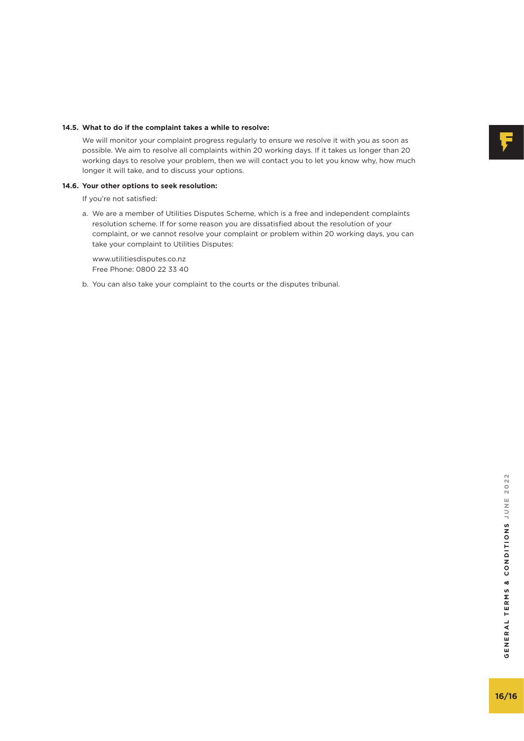**14.5. What to do if the complaint takes a while to resolve:**

We will monitor your complaint progress regularly to ensure we resolve it with you as soon as possible. We aim to resolve all complaints within 20 working days. If it takes us longer than 20 working days to resolve your problem, then we will contact you to let you know why, how much longer it will take, and to discuss your options.

**14.6. Your other options to seek resolution:**

If you're not satisfied:

a. We are a member of Utilities Disputes Scheme, which is a free and independent complaints resolution scheme. If for some reason you are dissatisfied about the resolution of your complaint, or we cannot resolve your complaint or problem within 20 working days, you can take your complaint to Utilities Disputes:

   www.utilitiesdisputes.co.nz
   Free Phone: 0800 22 33 40

b. You can also take your complaint to the courts or the disputes tribunal.